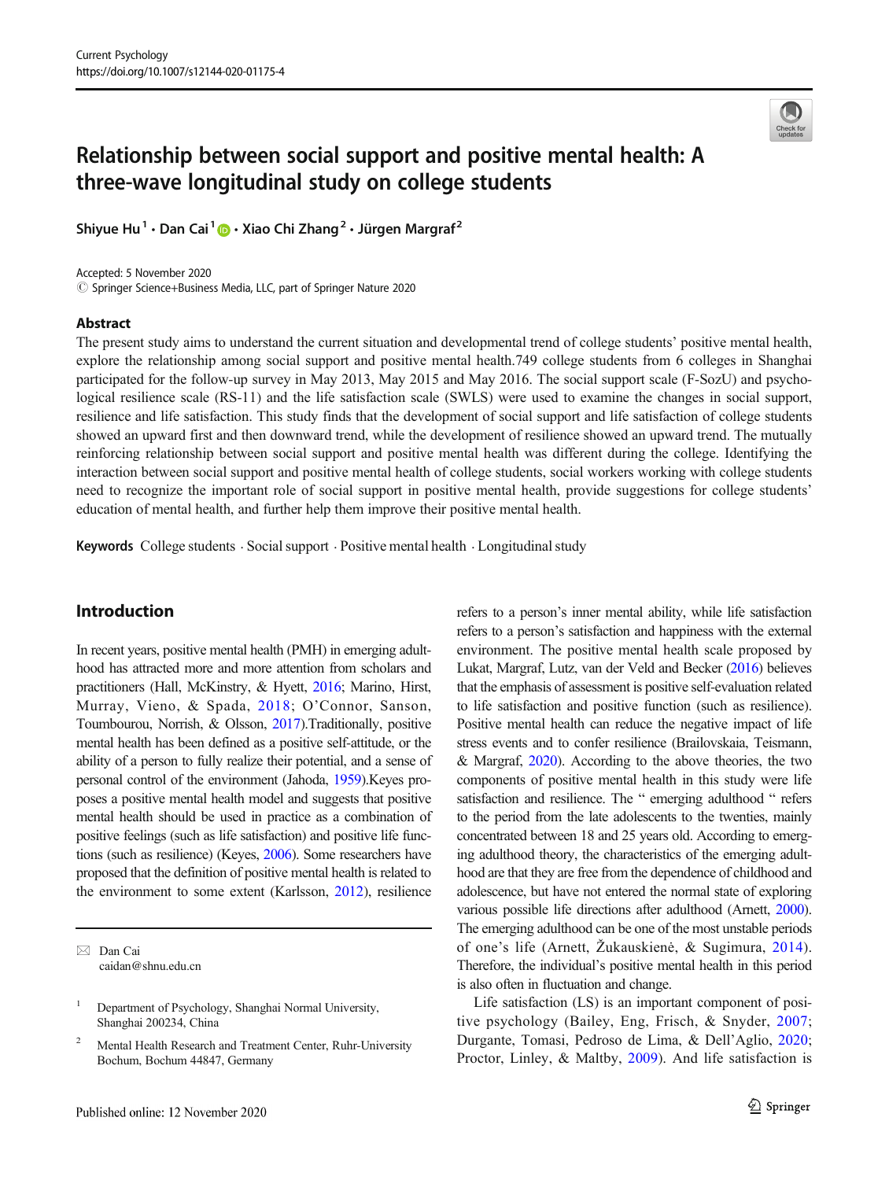# Relationship between social support and positive mental health: A three-wave longitudinal study on college students

Shiyue Hu[1] · Dan Cai[1] · Xiao Chi Zhang[2] · Jürgen Margraf[2]

Accepted: 5 November 2020
© Springer Science+Business Media, LLC, part of Springer Nature 2020

## Abstract

The present study aims to understand the current situation and developmental trend of college students' positive mental health, explore the relationship among social support and positive mental health.749 college students from 6 colleges in Shanghai participated for the follow-up survey in May 2013, May 2015 and May 2016. The social support scale (F-SozU) and psychological resilience scale (RS-11) and the life satisfaction scale (SWLS) were used to examine the changes in social support, resilience and life satisfaction. This study finds that the development of social support and life satisfaction of college students showed an upward first and then downward trend, while the development of resilience showed an upward trend. The mutually reinforcing relationship between social support and positive mental health was different during the college. Identifying the interaction between social support and positive mental health of college students, social workers working with college students need to recognize the important role of social support in positive mental health, provide suggestions for college students' education of mental health, and further help them improve their positive mental health.

**Keywords** College students · Social support · Positive mental health · Longitudinal study

## Introduction

In recent years, positive mental health (PMH) in emerging adulthood has attracted more and more attention from scholars and practitioners (Hall, McKinstry, & Hyett, 2016; Marino, Hirst, Murray, Vieno, & Spada, 2018; O'Connor, Sanson, Toumbourou, Norrish, & Olsson, 2017).Traditionally, positive mental health has been defined as a positive self-attitude, or the ability of a person to fully realize their potential, and a sense of personal control of the environment (Jahoda, 1959).Keyes proposes a positive mental health model and suggests that positive mental health should be used in practice as a combination of positive feelings (such as life satisfaction) and positive life functions (such as resilience) (Keyes, 2006). Some researchers have proposed that the definition of positive mental health is related to the environment to some extent (Karlsson, 2012), resilience refers to a person's inner mental ability, while life satisfaction refers to a person's satisfaction and happiness with the external environment. The positive mental health scale proposed by Lukat, Margraf, Lutz, van der Veld and Becker (2016) believes that the emphasis of assessment is positive self-evaluation related to life satisfaction and positive function (such as resilience). Positive mental health can reduce the negative impact of life stress events and to confer resilience (Brailovskaia, Teismann, & Margraf, 2020). According to the above theories, the two components of positive mental health in this study were life satisfaction and resilience. The " emerging adulthood " refers to the period from the late adolescents to the twenties, mainly concentrated between 18 and 25 years old. According to emerging adulthood theory, the characteristics of the emerging adulthood are that they are free from the dependence of childhood and adolescence, but have not entered the normal state of exploring various possible life directions after adulthood (Arnett, 2000). The emerging adulthood can be one of the most unstable periods of one's life (Arnett, Žukauskienė, & Sugimura, 2014). Therefore, the individual's positive mental health in this period is also often in fluctuation and change.

Life satisfaction (LS) is an important component of positive psychology (Bailey, Eng, Frisch, & Snyder, 2007; Durgante, Tomasi, Pedroso de Lima, & Dell'Aglio, 2020; Proctor, Linley, & Maltby, 2009). And life satisfaction is

---

✉ Dan Cai
caidan@shnu.edu.cn

[1] Department of Psychology, Shanghai Normal University, Shanghai 200234, China

[2] Mental Health Research and Treatment Center, Ruhr-University Bochum, Bochum 44847, Germany

Published online: 12 November 2020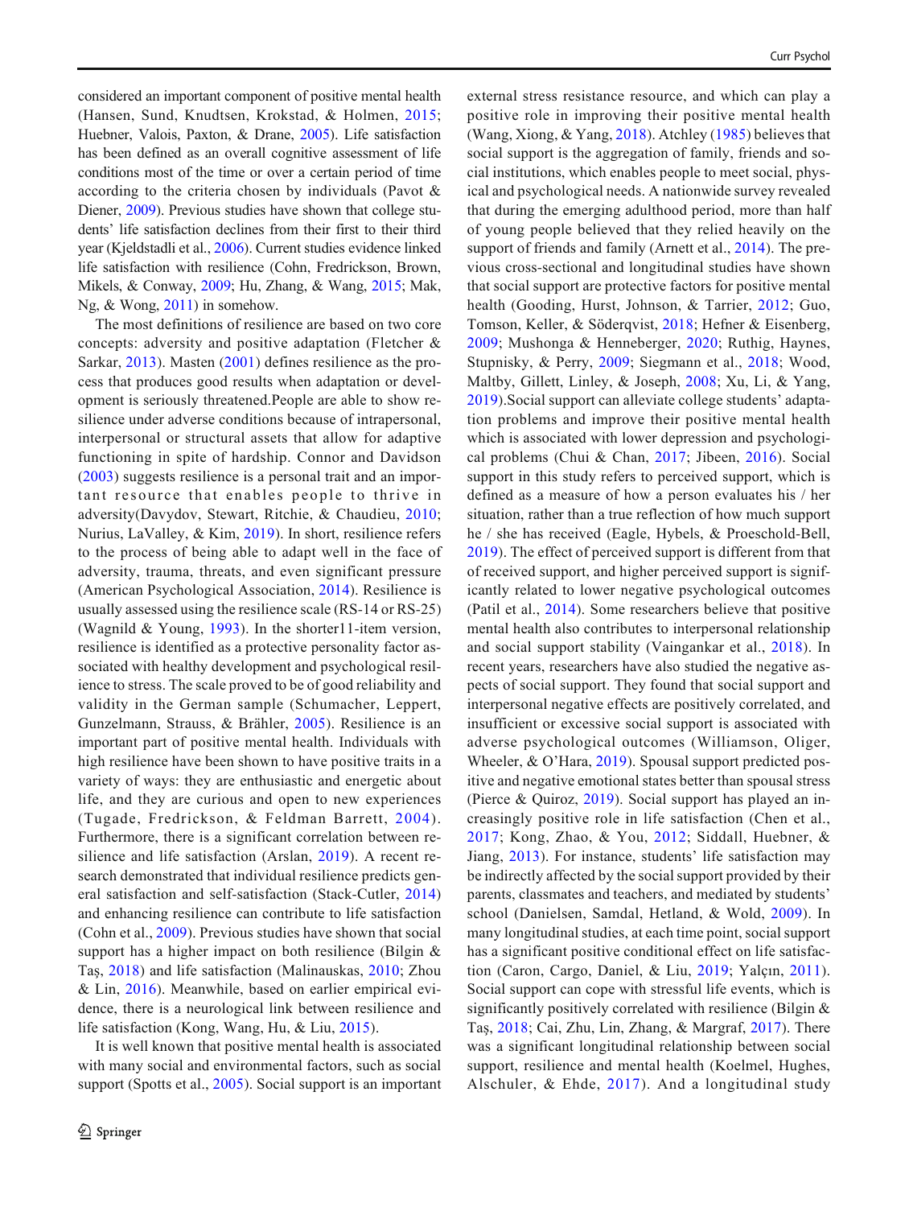considered an important component of positive mental health (Hansen, Sund, Knudtsen, Krokstad, & Holmen, 2015; Huebner, Valois, Paxton, & Drane, 2005). Life satisfaction has been defined as an overall cognitive assessment of life conditions most of the time or over a certain period of time according to the criteria chosen by individuals (Pavot & Diener, 2009). Previous studies have shown that college students' life satisfaction declines from their first to their third year (Kjeldstadli et al., 2006). Current studies evidence linked life satisfaction with resilience (Cohn, Fredrickson, Brown, Mikels, & Conway, 2009; Hu, Zhang, & Wang, 2015; Mak, Ng, & Wong, 2011) in somehow.

The most definitions of resilience are based on two core concepts: adversity and positive adaptation (Fletcher & Sarkar, 2013). Masten (2001) defines resilience as the process that produces good results when adaptation or development is seriously threatened.People are able to show resilience under adverse conditions because of intrapersonal, interpersonal or structural assets that allow for adaptive functioning in spite of hardship. Connor and Davidson (2003) suggests resilience is a personal trait and an important resource that enables people to thrive in adversity(Davydov, Stewart, Ritchie, & Chaudieu, 2010; Nurius, LaValley, & Kim, 2019). In short, resilience refers to the process of being able to adapt well in the face of adversity, trauma, threats, and even significant pressure (American Psychological Association, 2014). Resilience is usually assessed using the resilience scale (RS-14 or RS-25) (Wagnild & Young, 1993). In the shorter11-item version, resilience is identified as a protective personality factor associated with healthy development and psychological resilience to stress. The scale proved to be of good reliability and validity in the German sample (Schumacher, Leppert, Gunzelmann, Strauss, & Brähler, 2005). Resilience is an important part of positive mental health. Individuals with high resilience have been shown to have positive traits in a variety of ways: they are enthusiastic and energetic about life, and they are curious and open to new experiences (Tugade, Fredrickson, & Feldman Barrett, 2004). Furthermore, there is a significant correlation between resilience and life satisfaction (Arslan, 2019). A recent research demonstrated that individual resilience predicts general satisfaction and self-satisfaction (Stack-Cutler, 2014) and enhancing resilience can contribute to life satisfaction (Cohn et al., 2009). Previous studies have shown that social support has a higher impact on both resilience (Bilgin & Taş, 2018) and life satisfaction (Malinauskas, 2010; Zhou & Lin, 2016). Meanwhile, based on earlier empirical evidence, there is a neurological link between resilience and life satisfaction (Kong, Wang, Hu, & Liu, 2015).

It is well known that positive mental health is associated with many social and environmental factors, such as social support (Spotts et al., 2005). Social support is an important external stress resistance resource, and which can play a positive role in improving their positive mental health (Wang, Xiong, & Yang, 2018). Atchley (1985) believes that social support is the aggregation of family, friends and social institutions, which enables people to meet social, physical and psychological needs. A nationwide survey revealed that during the emerging adulthood period, more than half of young people believed that they relied heavily on the support of friends and family (Arnett et al., 2014). The previous cross-sectional and longitudinal studies have shown that social support are protective factors for positive mental health (Gooding, Hurst, Johnson, & Tarrier, 2012; Guo, Tomson, Keller, & Söderqvist, 2018; Hefner & Eisenberg, 2009; Mushonga & Henneberger, 2020; Ruthig, Haynes, Stupnisky, & Perry, 2009; Siegmann et al., 2018; Wood, Maltby, Gillett, Linley, & Joseph, 2008; Xu, Li, & Yang, 2019).Social support can alleviate college students' adaptation problems and improve their positive mental health which is associated with lower depression and psychological problems (Chui & Chan, 2017; Jibeen, 2016). Social support in this study refers to perceived support, which is defined as a measure of how a person evaluates his / her situation, rather than a true reflection of how much support he / she has received (Eagle, Hybels, & Proeschold-Bell, 2019). The effect of perceived support is different from that of received support, and higher perceived support is significantly related to lower negative psychological outcomes (Patil et al., 2014). Some researchers believe that positive mental health also contributes to interpersonal relationship and social support stability (Vaingankar et al., 2018). In recent years, researchers have also studied the negative aspects of social support. They found that social support and interpersonal negative effects are positively correlated, and insufficient or excessive social support is associated with adverse psychological outcomes (Williamson, Oliger, Wheeler, & O'Hara, 2019). Spousal support predicted positive and negative emotional states better than spousal stress (Pierce & Quiroz, 2019). Social support has played an increasingly positive role in life satisfaction (Chen et al., 2017; Kong, Zhao, & You, 2012; Siddall, Huebner, & Jiang, 2013). For instance, students' life satisfaction may be indirectly affected by the social support provided by their parents, classmates and teachers, and mediated by students' school (Danielsen, Samdal, Hetland, & Wold, 2009). In many longitudinal studies, at each time point, social support has a significant positive conditional effect on life satisfaction (Caron, Cargo, Daniel, & Liu, 2019; Yalçın, 2011). Social support can cope with stressful life events, which is significantly positively correlated with resilience (Bilgin & Taş, 2018; Cai, Zhu, Lin, Zhang, & Margraf, 2017). There was a significant longitudinal relationship between social support, resilience and mental health (Koelmel, Hughes, Alschuler, & Ehde, 2017). And a longitudinal study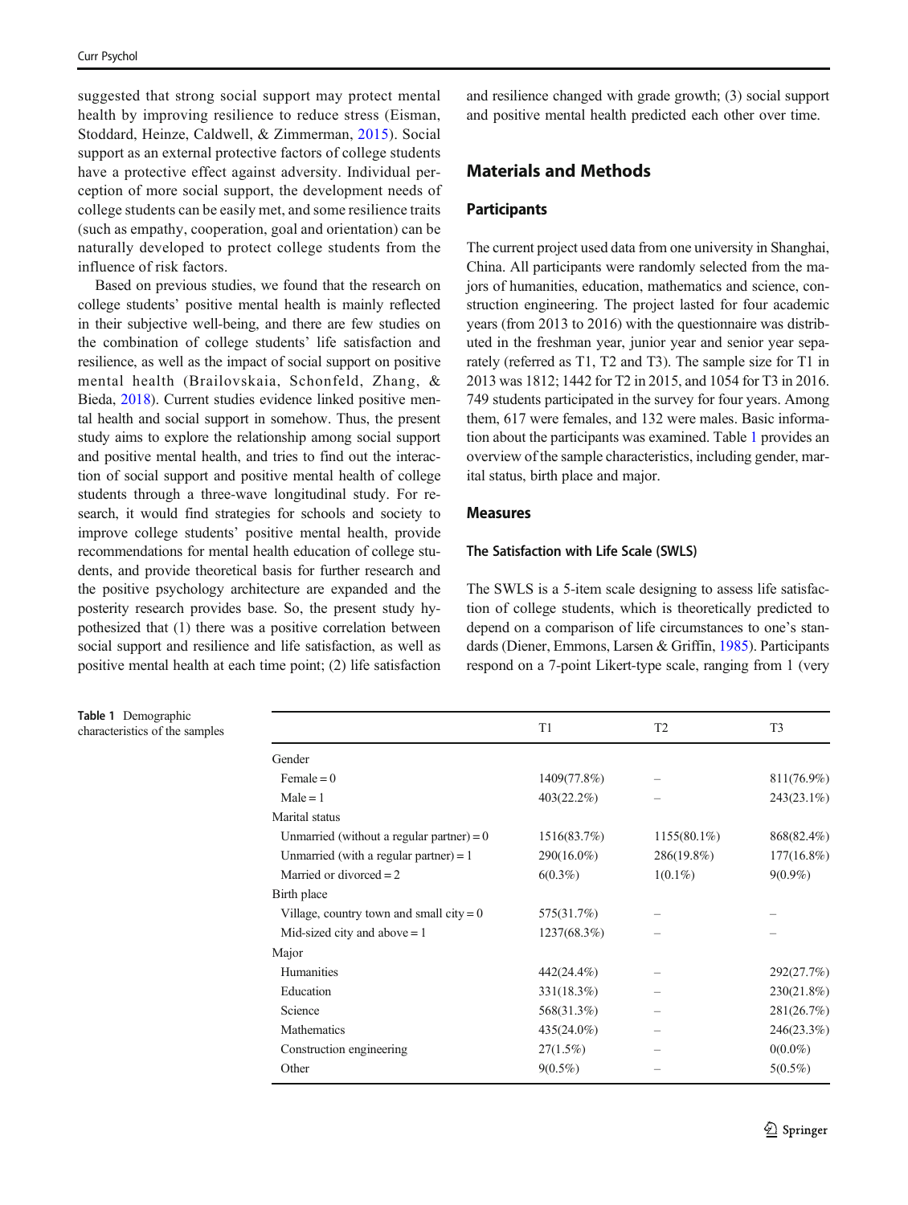suggested that strong social support may protect mental health by improving resilience to reduce stress (Eisman, Stoddard, Heinze, Caldwell, & Zimmerman, 2015). Social support as an external protective factors of college students have a protective effect against adversity. Individual perception of more social support, the development needs of college students can be easily met, and some resilience traits (such as empathy, cooperation, goal and orientation) can be naturally developed to protect college students from the influence of risk factors.

Based on previous studies, we found that the research on college students' positive mental health is mainly reflected in their subjective well-being, and there are few studies on the combination of college students' life satisfaction and resilience, as well as the impact of social support on positive mental health (Brailovskaia, Schonfeld, Zhang, & Bieda, 2018). Current studies evidence linked positive mental health and social support in somehow. Thus, the present study aims to explore the relationship among social support and positive mental health, and tries to find out the interaction of social support and positive mental health of college students through a three-wave longitudinal study. For research, it would find strategies for schools and society to improve college students' positive mental health, provide recommendations for mental health education of college students, and provide theoretical basis for further research and the positive psychology architecture are expanded and the posterity research provides base. So, the present study hypothesized that (1) there was a positive correlation between social support and resilience and life satisfaction, as well as positive mental health at each time point; (2) life satisfaction and resilience changed with grade growth; (3) social support and positive mental health predicted each other over time.

## Materials and Methods

### Participants

The current project used data from one university in Shanghai, China. All participants were randomly selected from the majors of humanities, education, mathematics and science, construction engineering. The project lasted for four academic years (from 2013 to 2016) with the questionnaire was distributed in the freshman year, junior year and senior year separately (referred as T1, T2 and T3). The sample size for T1 in 2013 was 1812; 1442 for T2 in 2015, and 1054 for T3 in 2016. 749 students participated in the survey for four years. Among them, 617 were females, and 132 were males. Basic information about the participants was examined. Table 1 provides an overview of the sample characteristics, including gender, marital status, birth place and major.

### Measures

#### The Satisfaction with Life Scale (SWLS)

The SWLS is a 5-item scale designing to assess life satisfaction of college students, which is theoretically predicted to depend on a comparison of life circumstances to one's standards (Diener, Emmons, Larsen & Griffin, 1985). Participants respond on a 7-point Likert-type scale, ranging from 1 (very

**Table 1** Demographic characteristics of the samples

| | T1 | T2 | T3 |
|---|---|---|---|
| Gender | | | |
| Female = 0 | 1409(77.8%) | – | 811(76.9%) |
| Male = 1 | 403(22.2%) | – | 243(23.1%) |
| Marital status | | | |
| Unmarried (without a regular partner) = 0 | 1516(83.7%) | 1155(80.1%) | 868(82.4%) |
| Unmarried (with a regular partner) = 1 | 290(16.0%) | 286(19.8%) | 177(16.8%) |
| Married or divorced = 2 | 6(0.3%) | 1(0.1%) | 9(0.9%) |
| Birth place | | | |
| Village, country town and small city = 0 | 575(31.7%) | – | – |
| Mid-sized city and above = 1 | 1237(68.3%) | – | – |
| Major | | | |
| Humanities | 442(24.4%) | – | 292(27.7%) |
| Education | 331(18.3%) | – | 230(21.8%) |
| Science | 568(31.3%) | – | 281(26.7%) |
| Mathematics | 435(24.0%) | – | 246(23.3%) |
| Construction engineering | 27(1.5%) | – | 0(0.0%) |
| Other | 9(0.5%) | – | 5(0.5%) |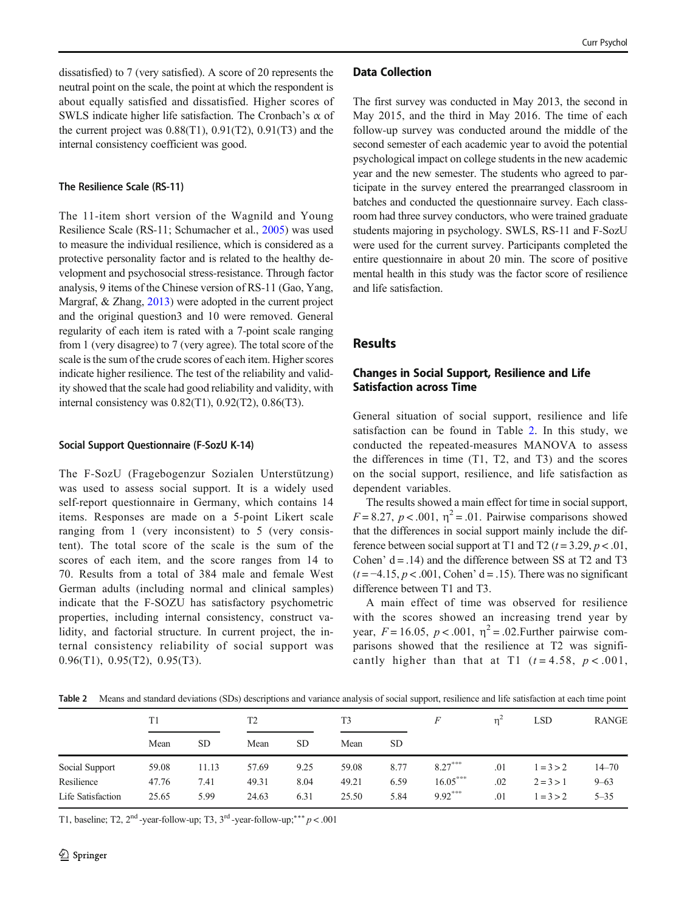dissatisfied) to 7 (very satisfied). A score of 20 represents the neutral point on the scale, the point at which the respondent is about equally satisfied and dissatisfied. Higher scores of SWLS indicate higher life satisfaction. The Cronbach's α of the current project was 0.88(T1), 0.91(T2), 0.91(T3) and the internal consistency coefficient was good.

#### The Resilience Scale (RS-11)

The 11-item short version of the Wagnild and Young Resilience Scale (RS-11; Schumacher et al., 2005) was used to measure the individual resilience, which is considered as a protective personality factor and is related to the healthy development and psychosocial stress-resistance. Through factor analysis, 9 items of the Chinese version of RS-11 (Gao, Yang, Margraf, & Zhang, 2013) were adopted in the current project and the original question3 and 10 were removed. General regularity of each item is rated with a 7-point scale ranging from 1 (very disagree) to 7 (very agree). The total score of the scale is the sum of the crude scores of each item. Higher scores indicate higher resilience. The test of the reliability and validity showed that the scale had good reliability and validity, with internal consistency was 0.82(T1), 0.92(T2), 0.86(T3).

#### Social Support Questionnaire (F-SozU K-14)

The F-SozU (Fragebogenzur Sozialen Unterstützung) was used to assess social support. It is a widely used self-report questionnaire in Germany, which contains 14 items. Responses are made on a 5-point Likert scale ranging from 1 (very inconsistent) to 5 (very consistent). The total score of the scale is the sum of the scores of each item, and the score ranges from 14 to 70. Results from a total of 384 male and female West German adults (including normal and clinical samples) indicate that the F-SOZU has satisfactory psychometric properties, including internal consistency, construct validity, and factorial structure. In current project, the internal consistency reliability of social support was 0.96(T1), 0.95(T2), 0.95(T3).

### Data Collection

The first survey was conducted in May 2013, the second in May 2015, and the third in May 2016. The time of each follow-up survey was conducted around the middle of the second semester of each academic year to avoid the potential psychological impact on college students in the new academic year and the new semester. The students who agreed to participate in the survey entered the prearranged classroom in batches and conducted the questionnaire survey. Each classroom had three survey conductors, who were trained graduate students majoring in psychology. SWLS, RS-11 and F-SozU were used for the current survey. Participants completed the entire questionnaire in about 20 min. The score of positive mental health in this study was the factor score of resilience and life satisfaction.

## Results

### Changes in Social Support, Resilience and Life Satisfaction across Time

General situation of social support, resilience and life satisfaction can be found in Table 2. In this study, we conducted the repeated-measures MANOVA to assess the differences in time (T1, T2, and T3) and the scores on the social support, resilience, and life satisfaction as dependent variables.

The results showed a main effect for time in social support, $F = 8.27$, $p < .001$, $\eta^2 = .01$. Pairwise comparisons showed that the differences in social support mainly include the difference between social support at T1 and T2 ($t = 3.29$, $p < .01$, Cohen' d = .14) and the difference between SS at T2 and T3 ($t = -4.15$, $p < .001$, Cohen' d = .15). There was no significant difference between T1 and T3.

A main effect of time was observed for resilience with the scores showed an increasing trend year by year, $F = 16.05$, $p < .001$, $\eta^2 = .02$.Further pairwise comparisons showed that the resilience at T2 was significantly higher than that at T1 ($t = 4.58$, $p < .001$,

**Table 2** Means and standard deviations (SDs) descriptions and variance analysis of social support, resilience and life satisfaction at each time point

| | T1 | | T2 | | T3 | | *F* | $\eta^2$ | LSD | RANGE |
|---|---|---|---|---|---|---|---|---|---|---|
| | Mean | SD | Mean | SD | Mean | SD | | | | |
| Social Support | 59.08 | 11.13 | 57.69 | 9.25 | 59.08 | 8.77 | $8.27^{***}$ | .01 | 1 = 3 > 2 | 14–70 |
| Resilience | 47.76 | 7.41 | 49.31 | 8.04 | 49.21 | 6.59 | $16.05^{***}$ | .02 | 2 = 3 > 1 | 9–63 |
| Life Satisfaction | 25.65 | 5.99 | 24.63 | 6.31 | 25.50 | 5.84 | $9.92^{***}$ | .01 | 1 = 3 > 2 | 5–35 |

T1, baseline; T2, 2nd -year-follow-up; T3, 3rd -year-follow-up; *** $p < .001$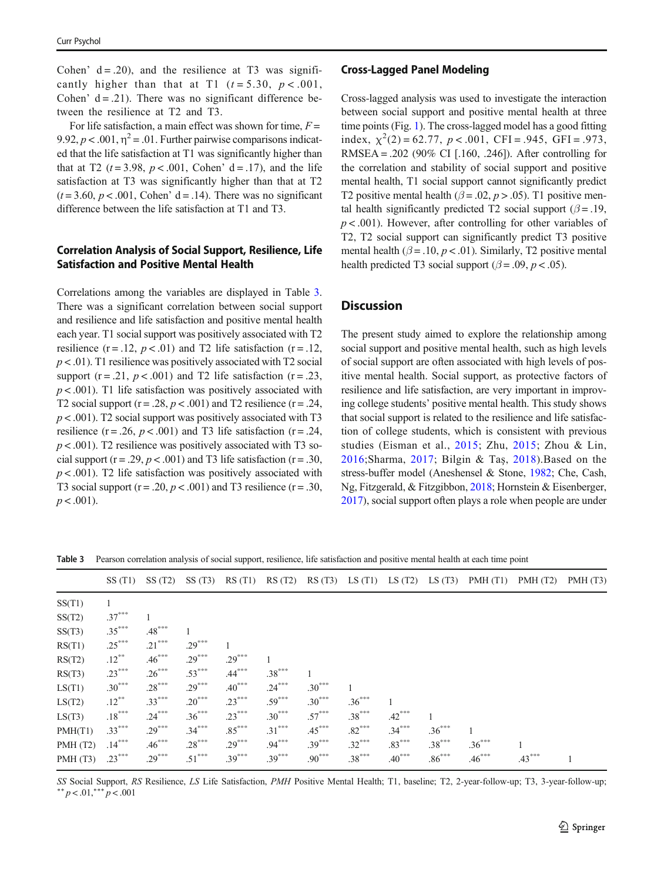Cohen' d = .20), and the resilience at T3 was significantly higher than that at T1 ($t = 5.30$, $p < .001$, Cohen' d = .21). There was no significant difference between the resilience at T2 and T3.

For life satisfaction, a main effect was shown for time, $F = 9.92$, $p < .001$, $\eta^2 = .01$. Further pairwise comparisons indicated that the life satisfaction at T1 was significantly higher than that at T2 ($t = 3.98$, $p < .001$, Cohen' d = .17), and the life satisfaction at T3 was significantly higher than that at T2 ($t = 3.60$, $p < .001$, Cohen' d = .14). There was no significant difference between the life satisfaction at T1 and T3.

### Correlation Analysis of Social Support, Resilience, Life Satisfaction and Positive Mental Health

Correlations among the variables are displayed in Table 3. There was a significant correlation between social support and resilience and life satisfaction and positive mental health each year. T1 social support was positively associated with T2 resilience (r = .12, $p < .01$) and T2 life satisfaction (r = .12, $p < .01$). T1 resilience was positively associated with T2 social support (r = .21, $p < .001$) and T2 life satisfaction (r = .23, $p < .001$). T1 life satisfaction was positively associated with T2 social support (r = .28, $p < .001$) and T2 resilience (r = .24, $p < .001$). T2 social support was positively associated with T3 resilience (r = .26, $p < .001$) and T3 life satisfaction (r = .24, $p < .001$). T2 resilience was positively associated with T3 social support (r = .29, $p < .001$) and T3 life satisfaction (r = .30, $p < .001$). T2 life satisfaction was positively associated with T3 social support (r = .20, $p < .001$) and T3 resilience (r = .30, $p < .001$).

### Cross-Lagged Panel Modeling

Cross-lagged analysis was used to investigate the interaction between social support and positive mental health at three time points (Fig. 1). The cross-lagged model has a good fitting index, $\chi^2(2) = 62.77$, $p < .001$, CFI = .945, GFI = .973, RMSEA = .202 (90% CI [.160, .246]). After controlling for the correlation and stability of social support and positive mental health, T1 social support cannot significantly predict T2 positive mental health ($\beta = .02$, $p > .05$). T1 positive mental health significantly predicted T2 social support ($\beta = .19$, $p < .001$). However, after controlling for other variables of T2, T2 social support can significantly predict T3 positive mental health ($\beta = .10$, $p < .01$). Similarly, T2 positive mental health predicted T3 social support ($\beta = .09$, $p < .05$).

## Discussion

The present study aimed to explore the relationship among social support and positive mental health, such as high levels of social support are often associated with high levels of positive mental health. Social support, as protective factors of resilience and life satisfaction, are very important in improving college students' positive mental health. This study shows that social support is related to the resilience and life satisfaction of college students, which is consistent with previous studies (Eisman et al., 2015; Zhu, 2015; Zhou & Lin, 2016;Sharma, 2017; Bilgin & Taş, 2018).Based on the stress-buffer model (Aneshensel & Stone, 1982; Che, Cash, Ng, Fitzgerald, & Fitzgibbon, 2018; Hornstein & Eisenberger, 2017), social support often plays a role when people are under

**Table 3** Pearson correlation analysis of social support, resilience, life satisfaction and positive mental health at each time point

| | SS (T1) | SS (T2) | SS (T3) | RS (T1) | RS (T2) | RS (T3) | LS (T1) | LS (T2) | LS (T3) | PMH (T1) | PMH (T2) | PMH (T3) |
|---|---|---|---|---|---|---|---|---|---|---|---|---|
| SS(T1) | 1 | | | | | | | | | | | |
| SS(T2) | .37*** | 1 | | | | | | | | | | |
| SS(T3) | .35*** | .48*** | 1 | | | | | | | | | |
| RS(T1) | .25*** | .21*** | .29*** | 1 | | | | | | | | |
| RS(T2) | .12** | .46*** | .29*** | .29*** | 1 | | | | | | | |
| RS(T3) | .23*** | .26*** | .53*** | .44*** | .38*** | 1 | | | | | | |
| LS(T1) | .30*** | .28*** | .29*** | .40*** | .24*** | .30*** | 1 | | | | | |
| LS(T2) | .12** | .33*** | .20*** | .23*** | .59*** | .30*** | .36*** | 1 | | | | |
| LS(T3) | .18*** | .24*** | .36*** | .23*** | .30*** | .57*** | .38*** | .42*** | 1 | | | |
| PMH(T1) | .33*** | .29*** | .34*** | .85*** | .31*** | .45*** | .82*** | .34*** | .36*** | 1 | | |
| PMH (T2) | .14*** | .46*** | .28*** | .29*** | .94*** | .39*** | .32*** | .83*** | .38*** | .36*** | 1 | |
| PMH (T3) | .23*** | .29*** | .51*** | .39*** | .39*** | .90*** | .38*** | .40*** | .86*** | .46*** | .43*** | 1 |

*SS* Social Support, *RS* Resilience, *LS* Life Satisfaction, *PMH* Positive Mental Health; T1, baseline; T2, 2-year-follow-up; T3, 3-year-follow-up; ** $p < .01$, *** $p < .001$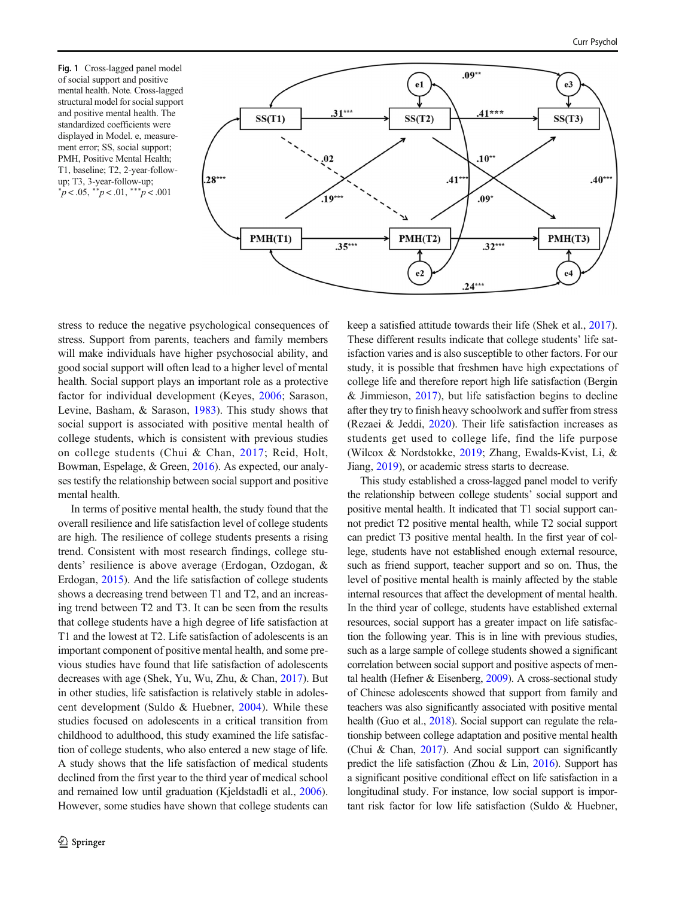**Fig. 1** Cross-lagged panel model of social support and positive mental health. Note. Cross-lagged structural model for social support and positive mental health. The standardized coefficients were displayed in Model. e, measurement error; SS, social support; PMH, Positive Mental Health; T1, baseline; T2, 2-year-follow-up; T3, 3-year-follow-up; $^{*}p < .05$, $^{**}p < .01$, $^{***}p < .001$

stress to reduce the negative psychological consequences of stress. Support from parents, teachers and family members will make individuals have higher psychosocial ability, and good social support will often lead to a higher level of mental health. Social support plays an important role as a protective factor for individual development (Keyes, 2006; Sarason, Levine, Basham, & Sarason, 1983). This study shows that social support is associated with positive mental health of college students, which is consistent with previous studies on college students (Chui & Chan, 2017; Reid, Holt, Bowman, Espelage, & Green, 2016). As expected, our analyses testify the relationship between social support and positive mental health.

In terms of positive mental health, the study found that the overall resilience and life satisfaction level of college students are high. The resilience of college students presents a rising trend. Consistent with most research findings, college students' resilience is above average (Erdogan, Ozdogan, & Erdogan, 2015). And the life satisfaction of college students shows a decreasing trend between T1 and T2, and an increasing trend between T2 and T3. It can be seen from the results that college students have a high degree of life satisfaction at T1 and the lowest at T2. Life satisfaction of adolescents is an important component of positive mental health, and some previous studies have found that life satisfaction of adolescents decreases with age (Shek, Yu, Wu, Zhu, & Chan, 2017). But in other studies, life satisfaction is relatively stable in adolescent development (Suldo & Huebner, 2004). While these studies focused on adolescents in a critical transition from childhood to adulthood, this study examined the life satisfaction of college students, who also entered a new stage of life. A study shows that the life satisfaction of medical students declined from the first year to the third year of medical school and remained low until graduation (Kjeldstadli et al., 2006). However, some studies have shown that college students can keep a satisfied attitude towards their life (Shek et al., 2017). These different results indicate that college students' life satisfaction varies and is also susceptible to other factors. For our study, it is possible that freshmen have high expectations of college life and therefore report high life satisfaction (Bergin & Jimmieson, 2017), but life satisfaction begins to decline after they try to finish heavy schoolwork and suffer from stress (Rezaei & Jeddi, 2020). Their life satisfaction increases as students get used to college life, find the life purpose (Wilcox & Nordstokke, 2019; Zhang, Ewalds-Kvist, Li, & Jiang, 2019), or academic stress starts to decrease.

This study established a cross-lagged panel model to verify the relationship between college students' social support and positive mental health. It indicated that T1 social support cannot predict T2 positive mental health, while T2 social support can predict T3 positive mental health. In the first year of college, students have not established enough external resource, such as friend support, teacher support and so on. Thus, the level of positive mental health is mainly affected by the stable internal resources that affect the development of mental health. In the third year of college, students have established external resources, social support has a greater impact on life satisfaction the following year. This is in line with previous studies, such as a large sample of college students showed a significant correlation between social support and positive aspects of mental health (Hefner & Eisenberg, 2009). A cross-sectional study of Chinese adolescents showed that support from family and teachers was also significantly associated with positive mental health (Guo et al., 2018). Social support can regulate the relationship between college adaptation and positive mental health (Chui & Chan, 2017). And social support can significantly predict the life satisfaction (Zhou & Lin, 2016). Support has a significant positive conditional effect on life satisfaction in a longitudinal study. For instance, low social support is important risk factor for low life satisfaction (Suldo & Huebner,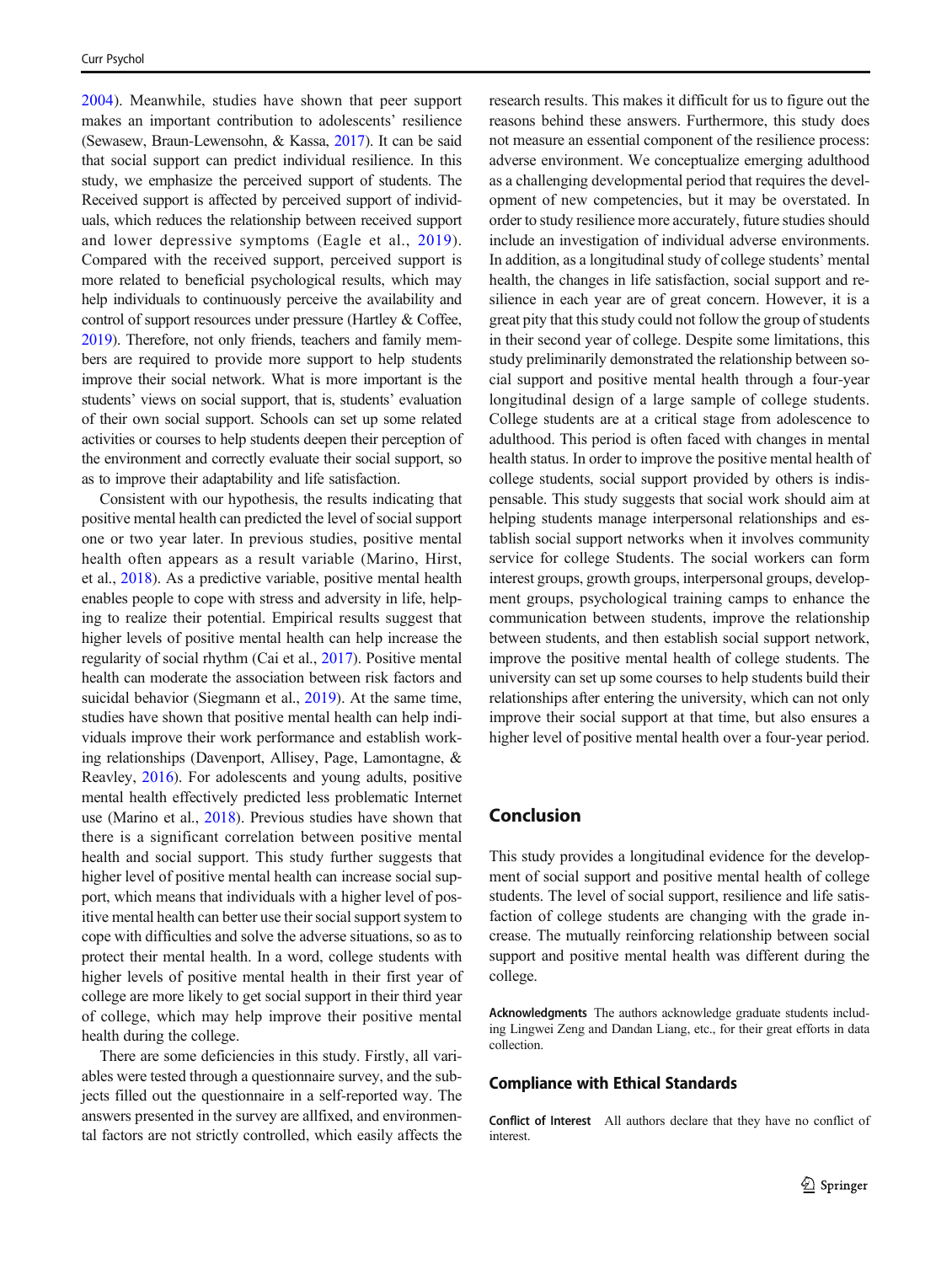2004). Meanwhile, studies have shown that peer support makes an important contribution to adolescents' resilience (Sewasew, Braun-Lewensohn, & Kassa, 2017). It can be said that social support can predict individual resilience. In this study, we emphasize the perceived support of students. The Received support is affected by perceived support of individuals, which reduces the relationship between received support and lower depressive symptoms (Eagle et al., 2019). Compared with the received support, perceived support is more related to beneficial psychological results, which may help individuals to continuously perceive the availability and control of support resources under pressure (Hartley & Coffee, 2019). Therefore, not only friends, teachers and family members are required to provide more support to help students improve their social network. What is more important is the students' views on social support, that is, students' evaluation of their own social support. Schools can set up some related activities or courses to help students deepen their perception of the environment and correctly evaluate their social support, so as to improve their adaptability and life satisfaction.

Consistent with our hypothesis, the results indicating that positive mental health can predicted the level of social support one or two year later. In previous studies, positive mental health often appears as a result variable (Marino, Hirst, et al., 2018). As a predictive variable, positive mental health enables people to cope with stress and adversity in life, helping to realize their potential. Empirical results suggest that higher levels of positive mental health can help increase the regularity of social rhythm (Cai et al., 2017). Positive mental health can moderate the association between risk factors and suicidal behavior (Siegmann et al., 2019). At the same time, studies have shown that positive mental health can help individuals improve their work performance and establish working relationships (Davenport, Allisey, Page, Lamontagne, & Reavley, 2016). For adolescents and young adults, positive mental health effectively predicted less problematic Internet use (Marino et al., 2018). Previous studies have shown that there is a significant correlation between positive mental health and social support. This study further suggests that higher level of positive mental health can increase social support, which means that individuals with a higher level of positive mental health can better use their social support system to cope with difficulties and solve the adverse situations, so as to protect their mental health. In a word, college students with higher levels of positive mental health in their first year of college are more likely to get social support in their third year of college, which may help improve their positive mental health during the college.

There are some deficiencies in this study. Firstly, all variables were tested through a questionnaire survey, and the subjects filled out the questionnaire in a self-reported way. The answers presented in the survey are allfixed, and environmental factors are not strictly controlled, which easily affects the research results. This makes it difficult for us to figure out the reasons behind these answers. Furthermore, this study does not measure an essential component of the resilience process: adverse environment. We conceptualize emerging adulthood as a challenging developmental period that requires the development of new competencies, but it may be overstated. In order to study resilience more accurately, future studies should include an investigation of individual adverse environments. In addition, as a longitudinal study of college students' mental health, the changes in life satisfaction, social support and resilience in each year are of great concern. However, it is a great pity that this study could not follow the group of students in their second year of college. Despite some limitations, this study preliminarily demonstrated the relationship between social support and positive mental health through a four-year longitudinal design of a large sample of college students. College students are at a critical stage from adolescence to adulthood. This period is often faced with changes in mental health status. In order to improve the positive mental health of college students, social support provided by others is indispensable. This study suggests that social work should aim at helping students manage interpersonal relationships and establish social support networks when it involves community service for college Students. The social workers can form interest groups, growth groups, interpersonal groups, development groups, psychological training camps to enhance the communication between students, improve the relationship between students, and then establish social support network, improve the positive mental health of college students. The university can set up some courses to help students build their relationships after entering the university, which can not only improve their social support at that time, but also ensures a higher level of positive mental health over a four-year period.

## Conclusion

This study provides a longitudinal evidence for the development of social support and positive mental health of college students. The level of social support, resilience and life satisfaction of college students are changing with the grade increase. The mutually reinforcing relationship between social support and positive mental health was different during the college.

**Acknowledgments** The authors acknowledge graduate students including Lingwei Zeng and Dandan Liang, etc., for their great efforts in data collection.

### Compliance with Ethical Standards

**Conflict of Interest** All authors declare that they have no conflict of interest.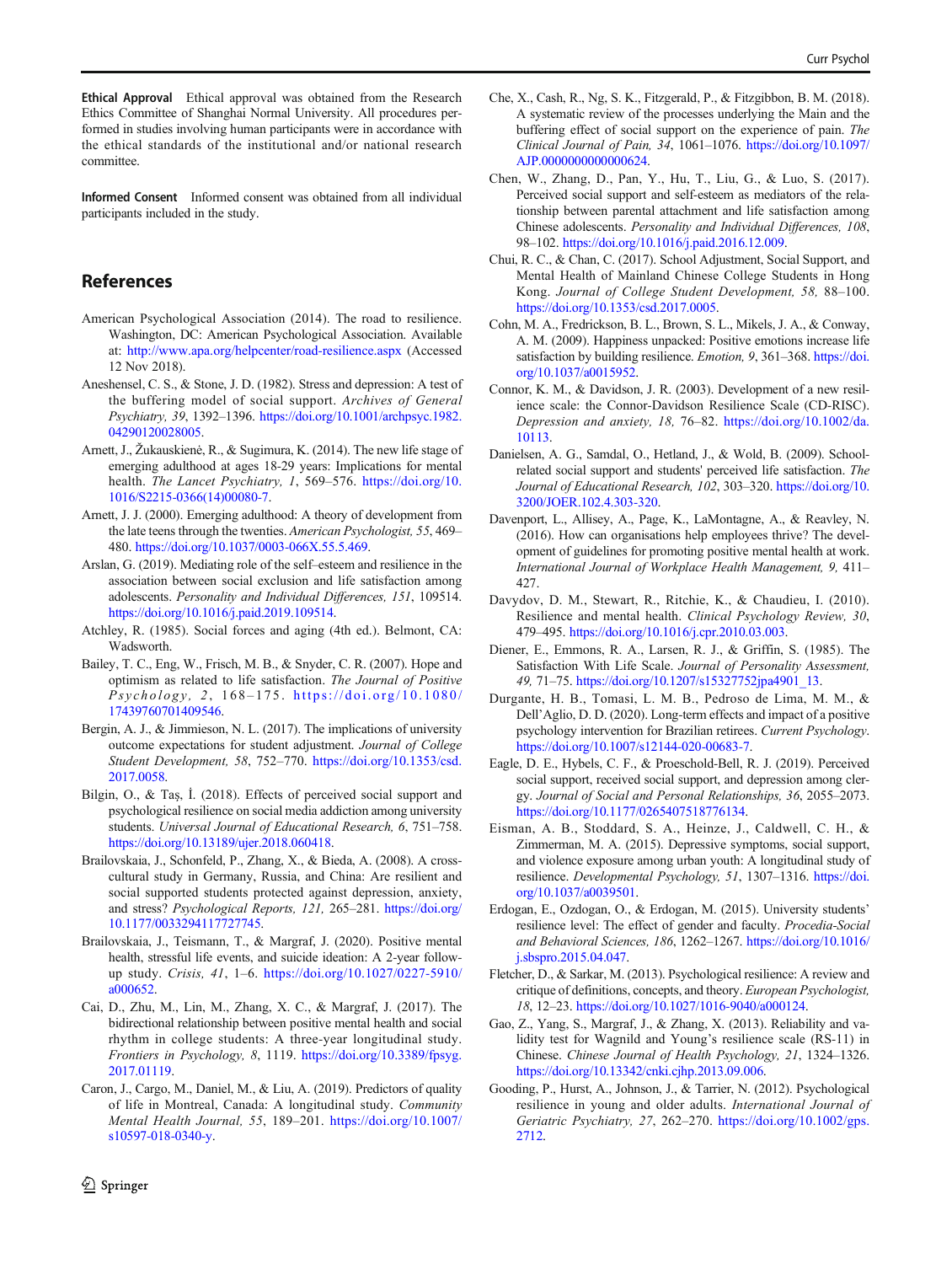**Ethical Approval** Ethical approval was obtained from the Research Ethics Committee of Shanghai Normal University. All procedures performed in studies involving human participants were in accordance with the ethical standards of the institutional and/or national research committee.

**Informed Consent** Informed consent was obtained from all individual participants included in the study.

## References

American Psychological Association (2014). The road to resilience. Washington, DC: American Psychological Association. Available at: http://www.apa.org/helpcenter/road-resilience.aspx (Accessed 12 Nov 2018).

Aneshensel, C. S., & Stone, J. D. (1982). Stress and depression: A test of the buffering model of social support. *Archives of General Psychiatry, 39*, 1392–1396. https://doi.org/10.1001/archpsyc.1982.04290120028005.

Arnett, J., Žukauskienė, R., & Sugimura, K. (2014). The new life stage of emerging adulthood at ages 18-29 years: Implications for mental health. *The Lancet Psychiatry, 1*, 569–576. https://doi.org/10.1016/S2215-0366(14)00080-7.

Arnett, J. J. (2000). Emerging adulthood: A theory of development from the late teens through the twenties. *American Psychologist, 55*, 469–480. https://doi.org/10.1037/0003-066X.55.5.469.

Arslan, G. (2019). Mediating role of the self–esteem and resilience in the association between social exclusion and life satisfaction among adolescents. *Personality and Individual Differences, 151*, 109514. https://doi.org/10.1016/j.paid.2019.109514.

Atchley, R. (1985). Social forces and aging (4th ed.). Belmont, CA: Wadsworth.

Bailey, T. C., Eng, W., Frisch, M. B., & Snyder, C. R. (2007). Hope and optimism as related to life satisfaction. *The Journal of Positive Psychology, 2*, 168–175. https://doi.org/10.1080/17439760701409546.

Bergin, A. J., & Jimmieson, N. L. (2017). The implications of university outcome expectations for student adjustment. *Journal of College Student Development, 58*, 752–770. https://doi.org/10.1353/csd.2017.0058.

Bilgin, O., & Taş, İ. (2018). Effects of perceived social support and psychological resilience on social media addiction among university students. *Universal Journal of Educational Research, 6*, 751–758. https://doi.org/10.13189/ujer.2018.060418.

Brailovskaia, J., Schonfeld, P., Zhang, X., & Bieda, A. (2008). A cross-cultural study in Germany, Russia, and China: Are resilient and social supported students protected against depression, anxiety, and stress? *Psychological Reports, 121*, 265–281. https://doi.org/10.1177/0033294117727745.

Brailovskaia, J., Teismann, T., & Margraf, J. (2020). Positive mental health, stressful life events, and suicide ideation: A 2-year follow-up study. *Crisis, 41*, 1–6. https://doi.org/10.1027/0227-5910/a000652.

Cai, D., Zhu, M., Lin, M., Zhang, X. C., & Margraf, J. (2017). The bidirectional relationship between positive mental health and social rhythm in college students: A three-year longitudinal study. *Frontiers in Psychology, 8*, 1119. https://doi.org/10.3389/fpsyg.2017.01119.

Caron, J., Cargo, M., Daniel, M., & Liu, A. (2019). Predictors of quality of life in Montreal, Canada: A longitudinal study. *Community Mental Health Journal, 55*, 189–201. https://doi.org/10.1007/s10597-018-0340-y.

Che, X., Cash, R., Ng, S. K., Fitzgerald, P., & Fitzgibbon, B. M. (2018). A systematic review of the processes underlying the Main and the buffering effect of social support on the experience of pain. *The Clinical Journal of Pain, 34*, 1061–1076. https://doi.org/10.1097/AJP.0000000000000624.

Chen, W., Zhang, D., Pan, Y., Hu, T., Liu, G., & Luo, S. (2017). Perceived social support and self-esteem as mediators of the relationship between parental attachment and life satisfaction among Chinese adolescents. *Personality and Individual Differences, 108*, 98–102. https://doi.org/10.1016/j.paid.2016.12.009.

Chui, R. C., & Chan, C. (2017). School Adjustment, Social Support, and Mental Health of Mainland Chinese College Students in Hong Kong. *Journal of College Student Development, 58*, 88–100. https://doi.org/10.1353/csd.2017.0005.

Cohn, M. A., Fredrickson, B. L., Brown, S. L., Mikels, J. A., & Conway, A. M. (2009). Happiness unpacked: Positive emotions increase life satisfaction by building resilience. *Emotion, 9*, 361–368. https://doi.org/10.1037/a0015952.

Connor, K. M., & Davidson, J. R. (2003). Development of a new resilience scale: the Connor-Davidson Resilience Scale (CD-RISC). *Depression and anxiety, 18*, 76–82. https://doi.org/10.1002/da.10113.

Danielsen, A. G., Samdal, O., Hetland, J., & Wold, B. (2009). School-related social support and students' perceived life satisfaction. *The Journal of Educational Research, 102*, 303–320. https://doi.org/10.3200/JOER.102.4.303-320.

Davenport, L., Allisey, A., Page, K., LaMontagne, A., & Reavley, N. (2016). How can organisations help employees thrive? The development of guidelines for promoting positive mental health at work. *International Journal of Workplace Health Management, 9*, 411–427.

Davydov, D. M., Stewart, R., Ritchie, K., & Chaudieu, I. (2010). Resilience and mental health. *Clinical Psychology Review, 30*, 479–495. https://doi.org/10.1016/j.cpr.2010.03.003.

Diener, E., Emmons, R. A., Larsen, R. J., & Griffin, S. (1985). The Satisfaction With Life Scale. *Journal of Personality Assessment, 49*, 71–75. https://doi.org/10.1207/s15327752jpa4901_13.

Durgante, H. B., Tomasi, L. M. B., Pedroso de Lima, M. M., & Dell'Aglio, D. D. (2020). Long-term effects and impact of a positive psychology intervention for Brazilian retirees. *Current Psychology*. https://doi.org/10.1007/s12144-020-00683-7.

Eagle, D. E., Hybels, C. F., & Proeschold-Bell, R. J. (2019). Perceived social support, received social support, and depression among clergy. *Journal of Social and Personal Relationships, 36*, 2055–2073. https://doi.org/10.1177/0265407518776134.

Eisman, A. B., Stoddard, S. A., Heinze, J., Caldwell, C. H., & Zimmerman, M. A. (2015). Depressive symptoms, social support, and violence exposure among urban youth: A longitudinal study of resilience. *Developmental Psychology, 51*, 1307–1316. https://doi.org/10.1037/a0039501.

Erdogan, E., Ozdogan, O., & Erdogan, M. (2015). University students' resilience level: The effect of gender and faculty. *Procedia-Social and Behavioral Sciences, 186*, 1262–1267. https://doi.org/10.1016/j.sbspro.2015.04.047.

Fletcher, D., & Sarkar, M. (2013). Psychological resilience: A review and critique of definitions, concepts, and theory. *European Psychologist, 18*, 12–23. https://doi.org/10.1027/1016-9040/a000124.

Gao, Z., Yang, S., Margraf, J., & Zhang, X. (2013). Reliability and validity test for Wagnild and Young's resilience scale (RS-11) in Chinese. *Chinese Journal of Health Psychology, 21*, 1324–1326. https://doi.org/10.13342/cnki.cjhp.2013.09.006.

Gooding, P., Hurst, A., Johnson, J., & Tarrier, N. (2012). Psychological resilience in young and older adults. *International Journal of Geriatric Psychiatry, 27*, 262–270. https://doi.org/10.1002/gps.2712.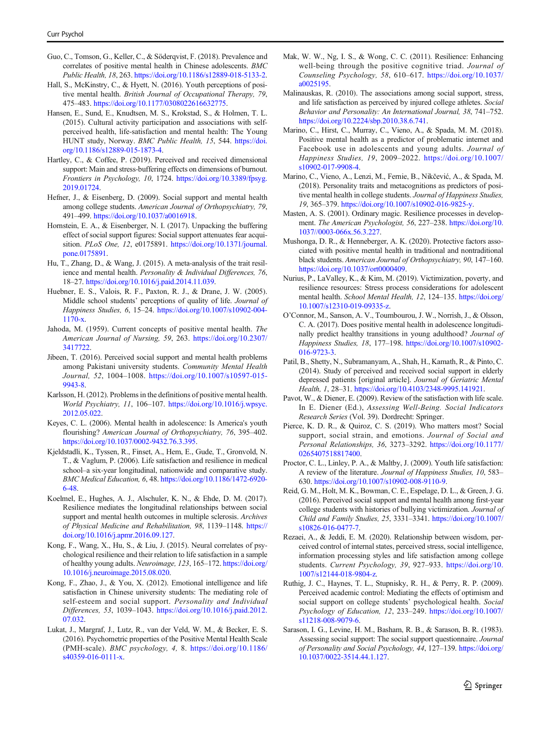Guo, C., Tomson, G., Keller, C., & Söderqvist, F. (2018). Prevalence and correlates of positive mental health in Chinese adolescents. *BMC Public Health, 18*, 263. https://doi.org/10.1186/s12889-018-5133-2.

Hall, S., McKinstry, C., & Hyett, N. (2016). Youth perceptions of positive mental health. *British Journal of Occupational Therapy, 79*, 475–483. https://doi.org/10.1177/0308022616632775.

Hansen, E., Sund, E., Knudtsen, M. S., Krokstad, S., & Holmen, T. L. (2015). Cultural activity participation and associations with self-perceived health, life-satisfaction and mental health: The Young HUNT study, Norway. *BMC Public Health, 15*, 544. https://doi.org/10.1186/s12889-015-1873-4.

Hartley, C., & Coffee, P. (2019). Perceived and received dimensional support: Main and stress-buffering effects on dimensions of burnout. *Frontiers in Psychology, 10*, 1724. https://doi.org/10.3389/fpsyg.2019.01724.

Hefner, J., & Eisenberg, D. (2009). Social support and mental health among college students. *American Journal of Orthopsychiatry, 79*, 491–499. https://doi.org/10.1037/a0016918.

Hornstein, E. A., & Eisenberger, N. I. (2017). Unpacking the buffering effect of social support figures: Social support attenuates fear acquisition. *PLoS One, 12*, e0175891. https://doi.org/10.1371/journal.pone.0175891.

Hu, T., Zhang, D., & Wang, J. (2015). A meta-analysis of the trait resilience and mental health. *Personality & Individual Differences, 76*, 18–27. https://doi.org/10.1016/j.paid.2014.11.039.

Huebner, E. S., Valois, R. F., Paxton, R. J., & Drane, J. W. (2005). Middle school students' perceptions of quality of life. *Journal of Happiness Studies, 6*, 15–24. https://doi.org/10.1007/s10902-004-1170-x.

Jahoda, M. (1959). Current concepts of positive mental health. *The American Journal of Nursing, 59*, 263. https://doi.org/10.2307/3417722.

Jibeen, T. (2016). Perceived social support and mental health problems among Pakistani university students. *Community Mental Health Journal, 52*, 1004–1008. https://doi.org/10.1007/s10597-015-9943-8.

Karlsson, H. (2012). Problems in the definitions of positive mental health. *World Psychiatry, 11*, 106–107. https://doi.org/10.1016/j.wpsyc.2012.05.022.

Keyes, C. L. (2006). Mental health in adolescence: Is America's youth flourishing? *American Journal of Orthopsychiatry, 76*, 395–402. https://doi.org/10.1037/0002-9432.76.3.395.

Kjeldstadli, K., Tyssen, R., Finset, A., Hem, E., Gude, T., Gronvold, N. T., & Vaglum, P. (2006). Life satisfaction and resilience in medical school–a six-year longitudinal, nationwide and comparative study. *BMC Medical Education, 6*, 48. https://doi.org/10.1186/1472-6920-6-48.

Koelmel, E., Hughes, A. J., Alschuler, K. N., & Ehde, D. M. (2017). Resilience mediates the longitudinal relationships between social support and mental health outcomes in multiple sclerosis. *Archives of Physical Medicine and Rehabilitation, 98*, 1139–1148. https://doi.org/10.1016/j.apmr.2016.09.127.

Kong, F., Wang, X., Hu, S., & Liu, J. (2015). Neural correlates of psychological resilience and their relation to life satisfaction in a sample of healthy young adults. *Neuroimage, 123*, 165–172. https://doi.org/10.1016/j.neuroimage.2015.08.020.

Kong, F., Zhao, J., & You, X. (2012). Emotional intelligence and life satisfaction in Chinese university students: The mediating role of self-esteem and social support. *Personality and Individual Differences, 53*, 1039–1043. https://doi.org/10.1016/j.paid.2012.07.032.

Lukat, J., Margraf, J., Lutz, R., van der Veld, W. M., & Becker, E. S. (2016). Psychometric properties of the Positive Mental Health Scale (PMH-scale). *BMC psychology, 4*, 8. https://doi.org/10.1186/s40359-016-0111-x.

Mak, W. W., Ng, I. S., & Wong, C. C. (2011). Resilience: Enhancing well-being through the positive cognitive triad. *Journal of Counseling Psychology, 58*, 610–617. https://doi.org/10.1037/a0025195.

Malinauskas, R. (2010). The associations among social support, stress, and life satisfaction as perceived by injured college athletes. *Social Behavior and Personality: An International Journal, 38*, 741–752. https://doi.org/10.2224/sbp.2010.38.6.741.

Marino, C., Hirst, C., Murray, C., Vieno, A., & Spada, M. M. (2018). Positive mental health as a predictor of problematic internet and Facebook use in adolescents and young adults. *Journal of Happiness Studies, 19*, 2009–2022. https://doi.org/10.1007/s10902-017-9908-4.

Marino, C., Vieno, A., Lenzi, M., Fernie, B., Nikčević, A., & Spada, M. (2018). Personality traits and metacognitions as predictors of positive mental health in college students. *Journal of Happiness Studies, 19*, 365–379. https://doi.org/10.1007/s10902-016-9825-y.

Masten, A. S. (2001). Ordinary magic. Resilience processes in development. *The American Psychologist, 56*, 227–238. https://doi.org/10.1037//0003-066x.56.3.227.

Mushonga, D. R., & Henneberger, A. K. (2020). Protective factors associated with positive mental health in traditional and nontraditional black students. *American Journal of Orthopsychiatry, 90*, 147–160. https://doi.org/10.1037/ort0000409.

Nurius, P., LaValley, K., & Kim, M. (2019). Victimization, poverty, and resilience resources: Stress process considerations for adolescent mental health. *School Mental Health, 12*, 124–135. https://doi.org/10.1007/s12310-019-09335-z.

O'Connor, M., Sanson, A. V., Toumbourou, J. W., Norrish, J., & Olsson, C. A. (2017). Does positive mental health in adolescence longitudinally predict healthy transitions in young adulthood? *Journal of Happiness Studies, 18*, 177–198. https://doi.org/10.1007/s10902-016-9723-3.

Patil, B., Shetty, N., Subramanyam, A., Shah, H., Kamath, R., & Pinto, C. (2014). Study of perceived and received social support in elderly depressed patients [original article]. *Journal of Geriatric Mental Health, 1*, 28–31. https://doi.org/10.4103/2348-9995.141921.

Pavot, W., & Diener, E. (2009). Review of the satisfaction with life scale. In E. Diener (Ed.), *Assessing Well-Being. Social Indicators Research Series* (Vol. 39). Dordrecht: Springer.

Pierce, K. D. R., & Quiroz, C. S. (2019). Who matters most? Social support, social strain, and emotions. *Journal of Social and Personal Relationships, 36*, 3273–3292. https://doi.org/10.1177/0265407518817400.

Proctor, C. L., Linley, P. A., & Maltby, J. (2009). Youth life satisfaction: A review of the literature. *Journal of Happiness Studies, 10*, 583–630. https://doi.org/10.1007/s10902-008-9110-9.

Reid, G. M., Holt, M. K., Bowman, C. E., Espelage, D. L., & Green, J. G. (2016). Perceived social support and mental health among first-year college students with histories of bullying victimization. *Journal of Child and Family Studies, 25*, 3331–3341. https://doi.org/10.1007/s10826-016-0477-7.

Rezaei, A., & Jeddi, E. M. (2020). Relationship between wisdom, perceived control of internal states, perceived stress, social intelligence, information processing styles and life satisfaction among college students. *Current Psychology, 39*, 927–933. https://doi.org/10.1007/s12144-018-9804-z.

Ruthig, J. C., Haynes, T. L., Stupnisky, R. H., & Perry, R. P. (2009). Perceived academic control: Mediating the effects of optimism and social support on college students' psychological health. *Social Psychology of Education, 12*, 233–249. https://doi.org/10.1007/s11218-008-9079-6.

Sarason, I. G., Levine, H. M., Basham, R. B., & Sarason, B. R. (1983). Assessing social support: The social support questionnaire. *Journal of Personality and Social Psychology, 44*, 127–139. https://doi.org/10.1037/0022-3514.44.1.127.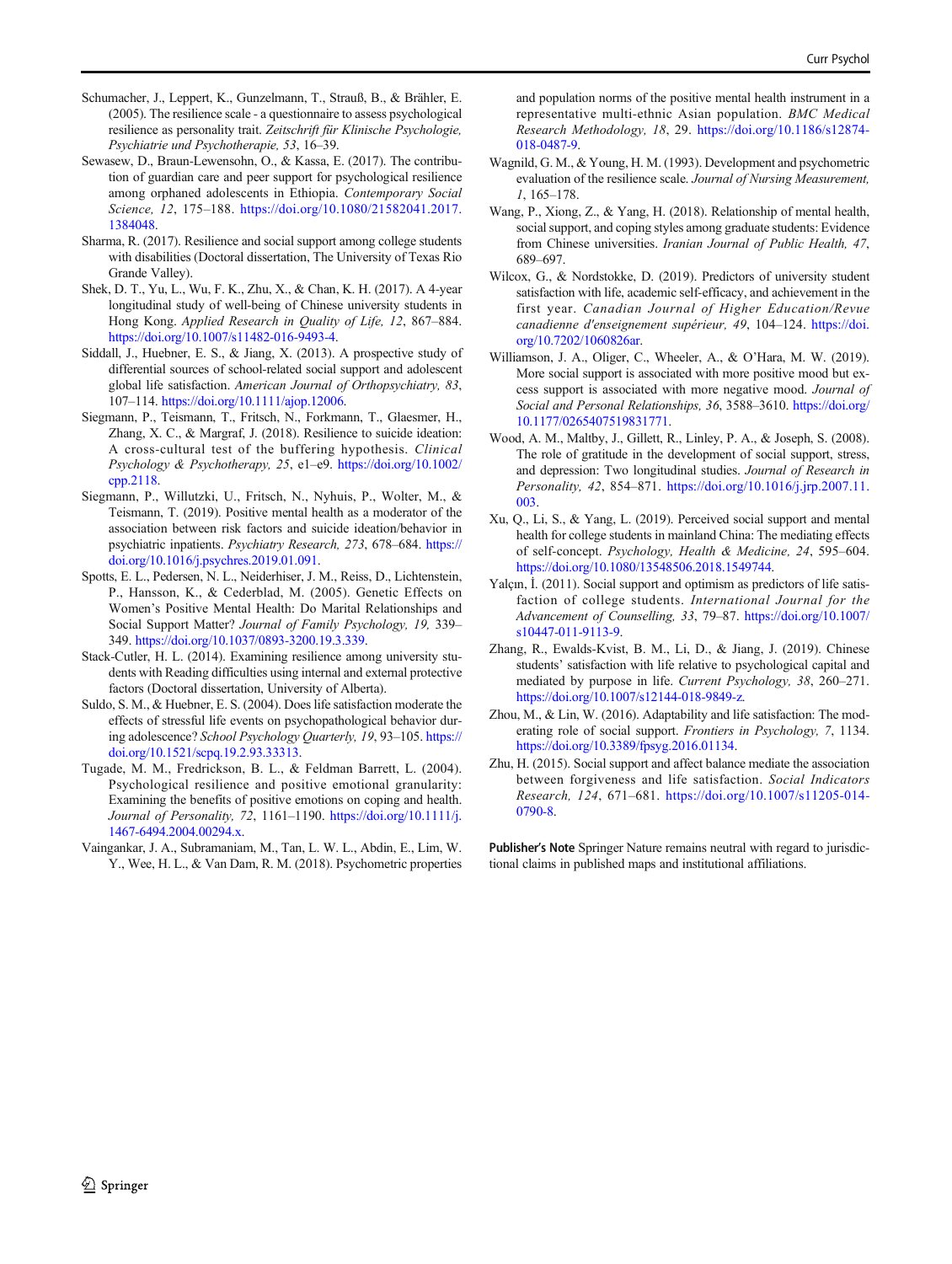Schumacher, J., Leppert, K., Gunzelmann, T., Strauß, B., & Brähler, E. (2005). The resilience scale - a questionnaire to assess psychological resilience as personality trait. *Zeitschrift für Klinische Psychologie, Psychiatrie und Psychotherapie, 53*, 16–39.

Sewasew, D., Braun-Lewensohn, O., & Kassa, E. (2017). The contribution of guardian care and peer support for psychological resilience among orphaned adolescents in Ethiopia. *Contemporary Social Science, 12*, 175–188. https://doi.org/10.1080/21582041.2017.1384048.

Sharma, R. (2017). Resilience and social support among college students with disabilities (Doctoral dissertation, The University of Texas Rio Grande Valley).

Shek, D. T., Yu, L., Wu, F. K., Zhu, X., & Chan, K. H. (2017). A 4-year longitudinal study of well-being of Chinese university students in Hong Kong. *Applied Research in Quality of Life, 12*, 867–884. https://doi.org/10.1007/s11482-016-9493-4.

Siddall, J., Huebner, E. S., & Jiang, X. (2013). A prospective study of differential sources of school-related social support and adolescent global life satisfaction. *American Journal of Orthopsychiatry, 83*, 107–114. https://doi.org/10.1111/ajop.12006.

Siegmann, P., Teismann, T., Fritsch, N., Forkmann, T., Glaesmer, H., Zhang, X. C., & Margraf, J. (2018). Resilience to suicide ideation: A cross-cultural test of the buffering hypothesis. *Clinical Psychology & Psychotherapy, 25*, e1–e9. https://doi.org/10.1002/cpp.2118.

Siegmann, P., Willutzki, U., Fritsch, N., Nyhuis, P., Wolter, M., & Teismann, T. (2019). Positive mental health as a moderator of the association between risk factors and suicide ideation/behavior in psychiatric inpatients. *Psychiatry Research, 273*, 678–684. https://doi.org/10.1016/j.psychres.2019.01.091.

Spotts, E. L., Pedersen, N. L., Neiderhiser, J. M., Reiss, D., Lichtenstein, P., Hansson, K., & Cederblad, M. (2005). Genetic Effects on Women's Positive Mental Health: Do Marital Relationships and Social Support Matter? *Journal of Family Psychology, 19,* 339–349. https://doi.org/10.1037/0893-3200.19.3.339.

Stack-Cutler, H. L. (2014). Examining resilience among university students with Reading difficulties using internal and external protective factors (Doctoral dissertation, University of Alberta).

Suldo, S. M., & Huebner, E. S. (2004). Does life satisfaction moderate the effects of stressful life events on psychopathological behavior during adolescence? *School Psychology Quarterly, 19*, 93–105. https://doi.org/10.1521/scpq.19.2.93.33313.

Tugade, M. M., Fredrickson, B. L., & Feldman Barrett, L. (2004). Psychological resilience and positive emotional granularity: Examining the benefits of positive emotions on coping and health. *Journal of Personality, 72*, 1161–1190. https://doi.org/10.1111/j.1467-6494.2004.00294.x.

Vaingankar, J. A., Subramaniam, M., Tan, L. W. L., Abdin, E., Lim, W. Y., Wee, H. L., & Van Dam, R. M. (2018). Psychometric properties and population norms of the positive mental health instrument in a representative multi-ethnic Asian population. *BMC Medical Research Methodology, 18*, 29. https://doi.org/10.1186/s12874-018-0487-9.

Wagnild, G. M., & Young, H. M. (1993). Development and psychometric evaluation of the resilience scale. *Journal of Nursing Measurement, 1*, 165–178.

Wang, P., Xiong, Z., & Yang, H. (2018). Relationship of mental health, social support, and coping styles among graduate students: Evidence from Chinese universities. *Iranian Journal of Public Health, 47*, 689–697.

Wilcox, G., & Nordstokke, D. (2019). Predictors of university student satisfaction with life, academic self-efficacy, and achievement in the first year. *Canadian Journal of Higher Education/Revue canadienne d'enseignement supérieur, 49*, 104–124. https://doi.org/10.7202/1060826ar.

Williamson, J. A., Oliger, C., Wheeler, A., & O'Hara, M. W. (2019). More social support is associated with more positive mood but excess support is associated with more negative mood. *Journal of Social and Personal Relationships, 36*, 3588–3610. https://doi.org/10.1177/0265407519831771.

Wood, A. M., Maltby, J., Gillett, R., Linley, P. A., & Joseph, S. (2008). The role of gratitude in the development of social support, stress, and depression: Two longitudinal studies. *Journal of Research in Personality, 42*, 854–871. https://doi.org/10.1016/j.jrp.2007.11.003.

Xu, Q., Li, S., & Yang, L. (2019). Perceived social support and mental health for college students in mainland China: The mediating effects of self-concept. *Psychology, Health & Medicine, 24*, 595–604. https://doi.org/10.1080/13548506.2018.1549744.

Yalçın, İ. (2011). Social support and optimism as predictors of life satisfaction of college students. *International Journal for the Advancement of Counselling, 33*, 79–87. https://doi.org/10.1007/s10447-011-9113-9.

Zhang, R., Ewalds-Kvist, B. M., Li, D., & Jiang, J. (2019). Chinese students' satisfaction with life relative to psychological capital and mediated by purpose in life. *Current Psychology, 38*, 260–271. https://doi.org/10.1007/s12144-018-9849-z.

Zhou, M., & Lin, W. (2016). Adaptability and life satisfaction: The moderating role of social support. *Frontiers in Psychology, 7*, 1134. https://doi.org/10.3389/fpsyg.2016.01134.

Zhu, H. (2015). Social support and affect balance mediate the association between forgiveness and life satisfaction. *Social Indicators Research, 124*, 671–681. https://doi.org/10.1007/s11205-014-0790-8.

**Publisher's Note** Springer Nature remains neutral with regard to jurisdictional claims in published maps and institutional affiliations.